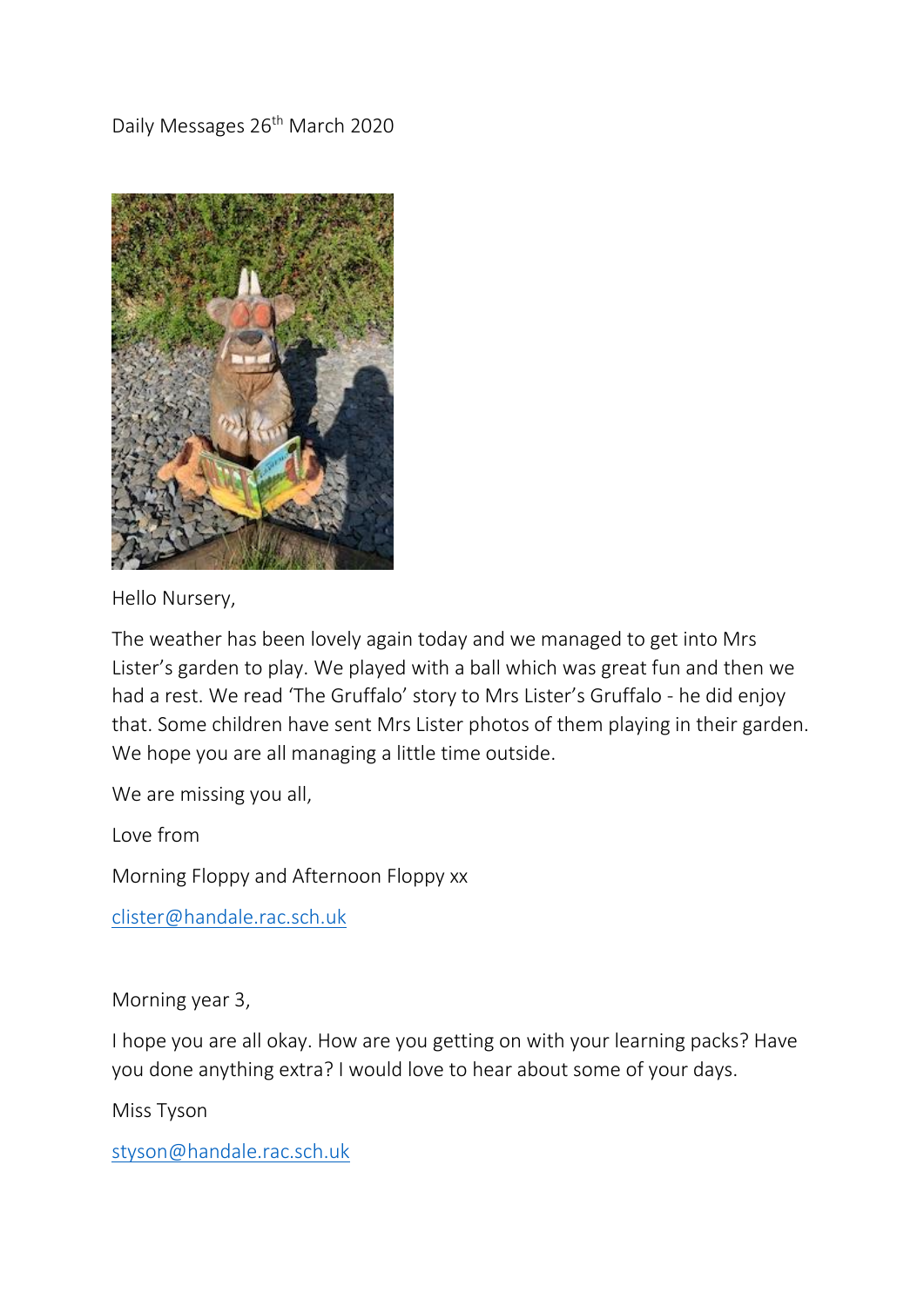Daily Messages 26th March 2020

Hello Nursery,

The weather has been lovely again today and we managed to get into Mrs Lister's garden to play. We played with a ball which was great fun and then we had a rest. We read 'The Gruffalo' story to Mrs Lister's Gruffalo - he did enjoy that. Some children have sent Mrs Lister photos of them playing in their garden. We hope you are all managing a little time outside.

We are missing you all,

Love from

Morning Floppy and Afternoon Floppy xx

clister@handale.rac.sch.uk

Morning year 3,

I hope you are all okay. How are you getting on with your learning packs? Have you done anything extra? I would love to hear about some of your days.

Miss Tyson

styson@handale.rac.sch.uk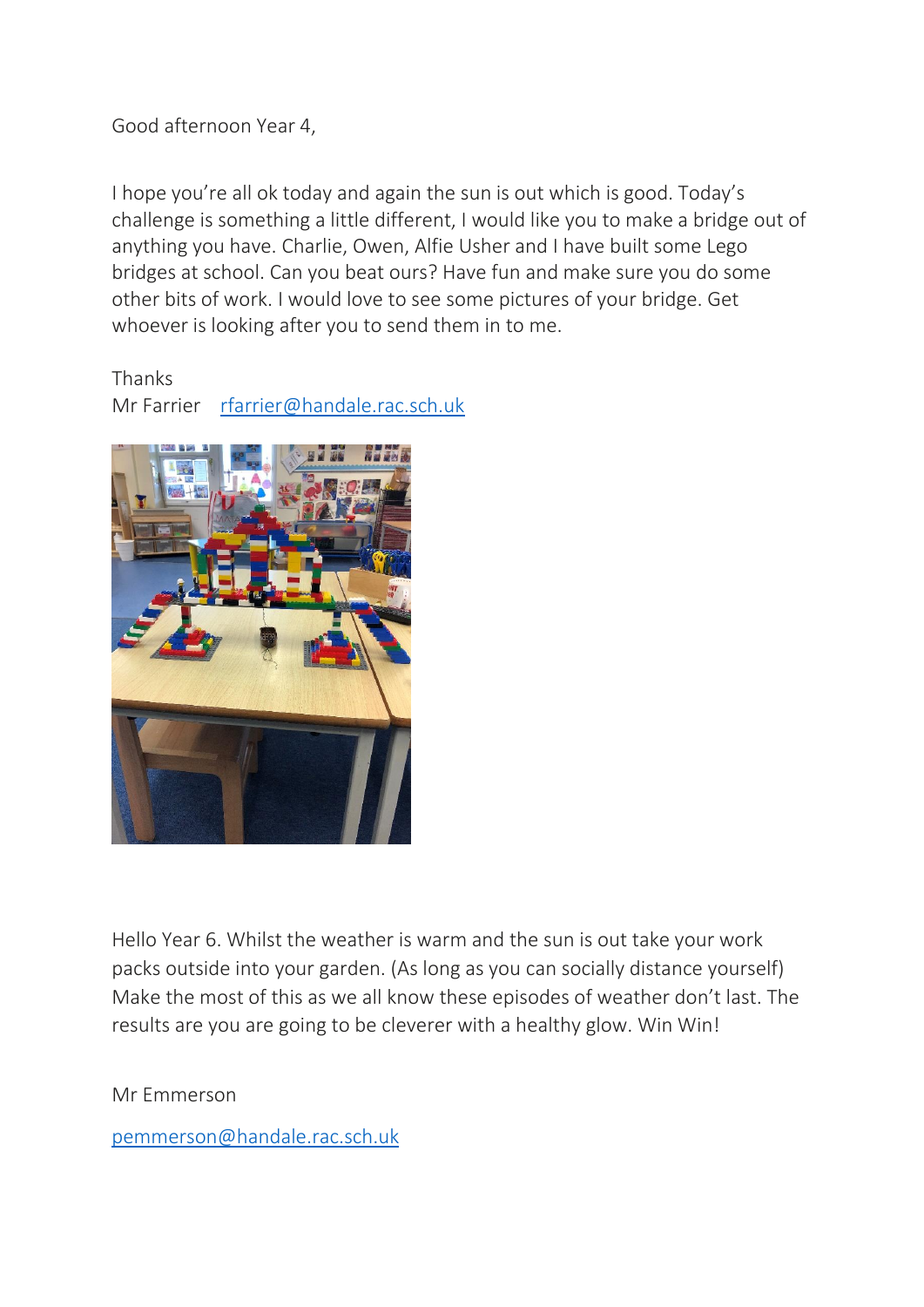Good afternoon Year 4,

I hope you're all ok today and again the sun is out which is good. Today's challenge is something a little different, I would like you to make a bridge out of anything you have. Charlie, Owen, Alfie Usher and I have built some Lego bridges at school. Can you beat ours? Have fun and make sure you do some other bits of work. I would love to see some pictures of your bridge. Get whoever is looking after you to send them in to me.

Thanks
Mr Farrier   rfarrier@handale.rac.sch.uk

Hello Year 6. Whilst the weather is warm and the sun is out take your work packs outside into your garden. (As long as you can socially distance yourself) Make the most of this as we all know these episodes of weather don't last. The results are you are going to be cleverer with a healthy glow. Win Win!

Mr Emmerson

pemmerson@handale.rac.sch.uk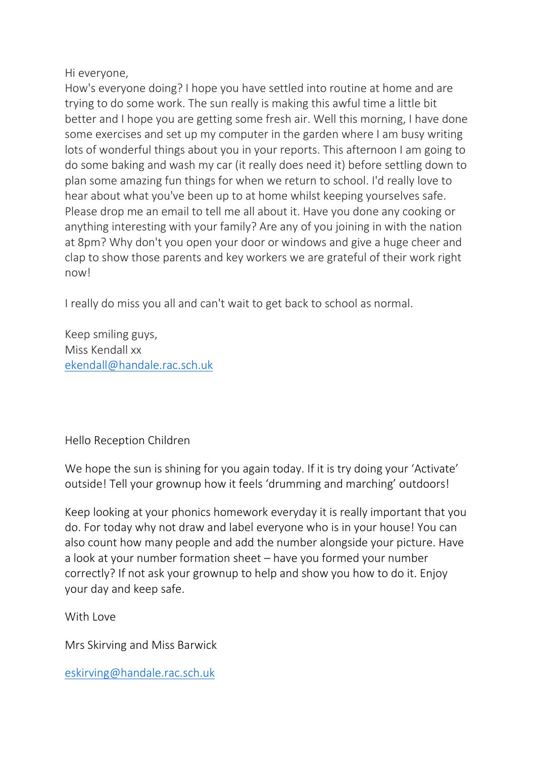Hi everyone,
How's everyone doing? I hope you have settled into routine at home and are trying to do some work. The sun really is making this awful time a little bit better and I hope you are getting some fresh air. Well this morning, I have done some exercises and set up my computer in the garden where I am busy writing lots of wonderful things about you in your reports. This afternoon I am going to do some baking and wash my car (it really does need it) before settling down to plan some amazing fun things for when we return to school. I'd really love to hear about what you've been up to at home whilst keeping yourselves safe. Please drop me an email to tell me all about it. Have you done any cooking or anything interesting with your family? Are any of you joining in with the nation at 8pm? Why don't you open your door or windows and give a huge cheer and clap to show those parents and key workers we are grateful of their work right now!

I really do miss you all and can't wait to get back to school as normal.

Keep smiling guys,
Miss Kendall xx
ekendall@handale.rac.sch.uk

Hello Reception Children

We hope the sun is shining for you again today. If it is try doing your 'Activate' outside! Tell your grownup how it feels 'drumming and marching' outdoors!

Keep looking at your phonics homework everyday it is really important that you do. For today why not draw and label everyone who is in your house! You can also count how many people and add the number alongside your picture. Have a look at your number formation sheet – have you formed your number correctly? If not ask your grownup to help and show you how to do it. Enjoy your day and keep safe.

With Love

Mrs Skirving and Miss Barwick

eskirving@handale.rac.sch.uk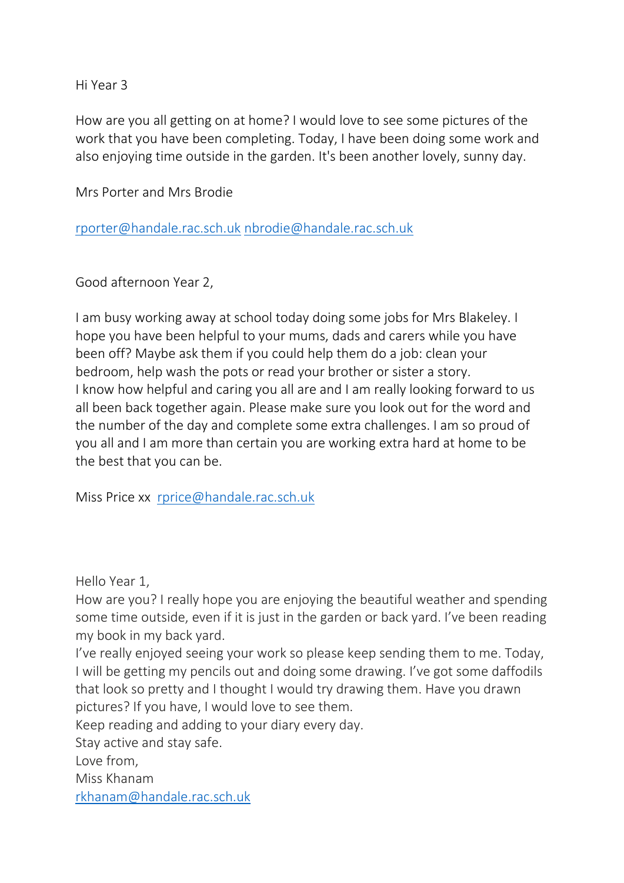Hi Year 3

How are you all getting on at home? I would love to see some pictures of the work that you have been completing. Today, I have been doing some work and also enjoying time outside in the garden. It's been another lovely, sunny day.

Mrs Porter and Mrs Brodie

rporter@handale.rac.sch.uk nbrodie@handale.rac.sch.uk

Good afternoon Year 2,

I am busy working away at school today doing some jobs for Mrs Blakeley. I hope you have been helpful to your mums, dads and carers while you have been off? Maybe ask them if you could help them do a job: clean your bedroom, help wash the pots or read your brother or sister a story.
I know how helpful and caring you all are and I am really looking forward to us all been back together again. Please make sure you look out for the word and the number of the day and complete some extra challenges. I am so proud of you all and I am more than certain you are working extra hard at home to be the best that you can be.

Miss Price xx rprice@handale.rac.sch.uk

Hello Year 1,
How are you? I really hope you are enjoying the beautiful weather and spending some time outside, even if it is just in the garden or back yard. I've been reading my book in my back yard.
I've really enjoyed seeing your work so please keep sending them to me. Today, I will be getting my pencils out and doing some drawing. I've got some daffodils that look so pretty and I thought I would try drawing them. Have you drawn pictures? If you have, I would love to see them.
Keep reading and adding to your diary every day.
Stay active and stay safe.
Love from,
Miss Khanam
rkhanam@handale.rac.sch.uk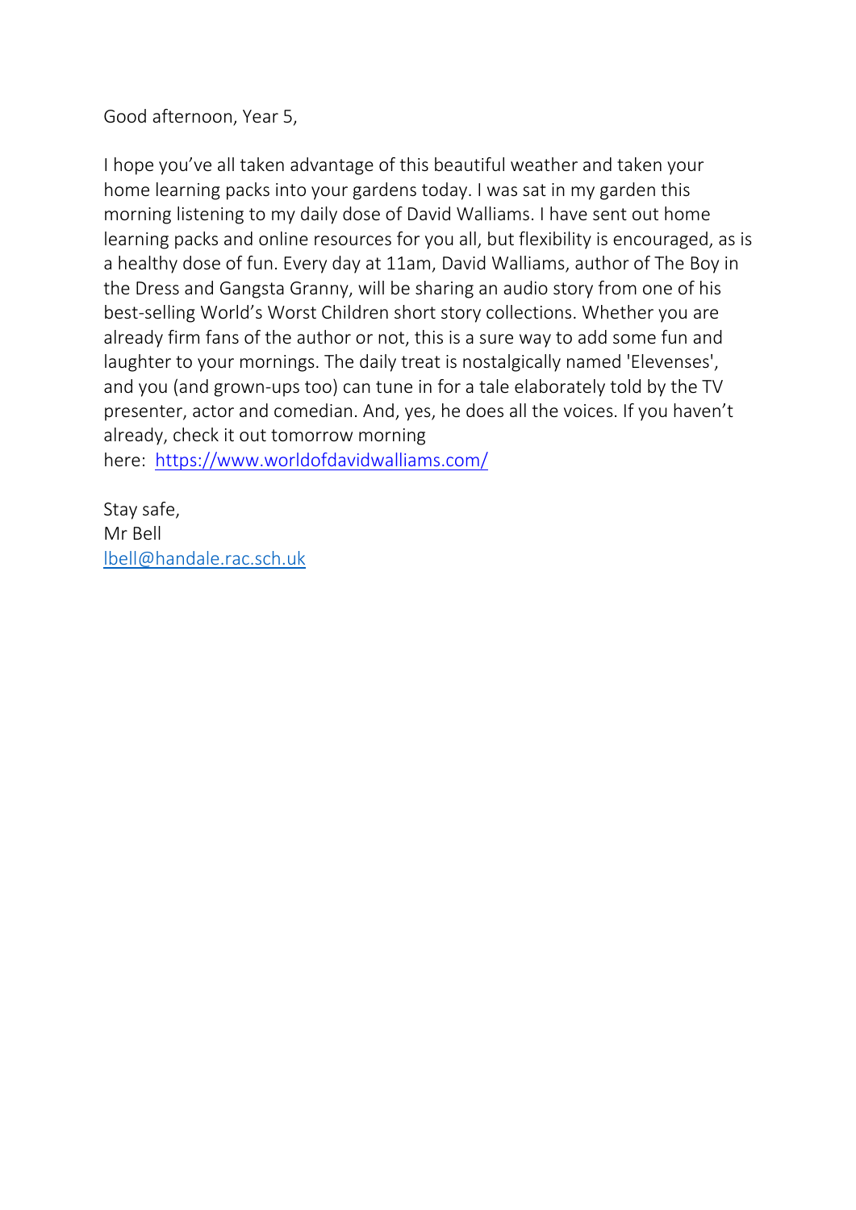Good afternoon, Year 5,

I hope you've all taken advantage of this beautiful weather and taken your home learning packs into your gardens today. I was sat in my garden this morning listening to my daily dose of David Walliams. I have sent out home learning packs and online resources for you all, but flexibility is encouraged, as is a healthy dose of fun. Every day at 11am, David Walliams, author of The Boy in the Dress and Gangsta Granny, will be sharing an audio story from one of his best-selling World's Worst Children short story collections. Whether you are already firm fans of the author or not, this is a sure way to add some fun and laughter to your mornings. The daily treat is nostalgically named 'Elevenses', and you (and grown-ups too) can tune in for a tale elaborately told by the TV presenter, actor and comedian. And, yes, he does all the voices. If you haven't already, check it out tomorrow morning here: [https://www.worldofdavidwalliams.com/](https://www.worldofdavidwalliams.com/)

Stay safe,
Mr Bell
[lbell@handale.rac.sch.uk](mailto:lbell@handale.rac.sch.uk)